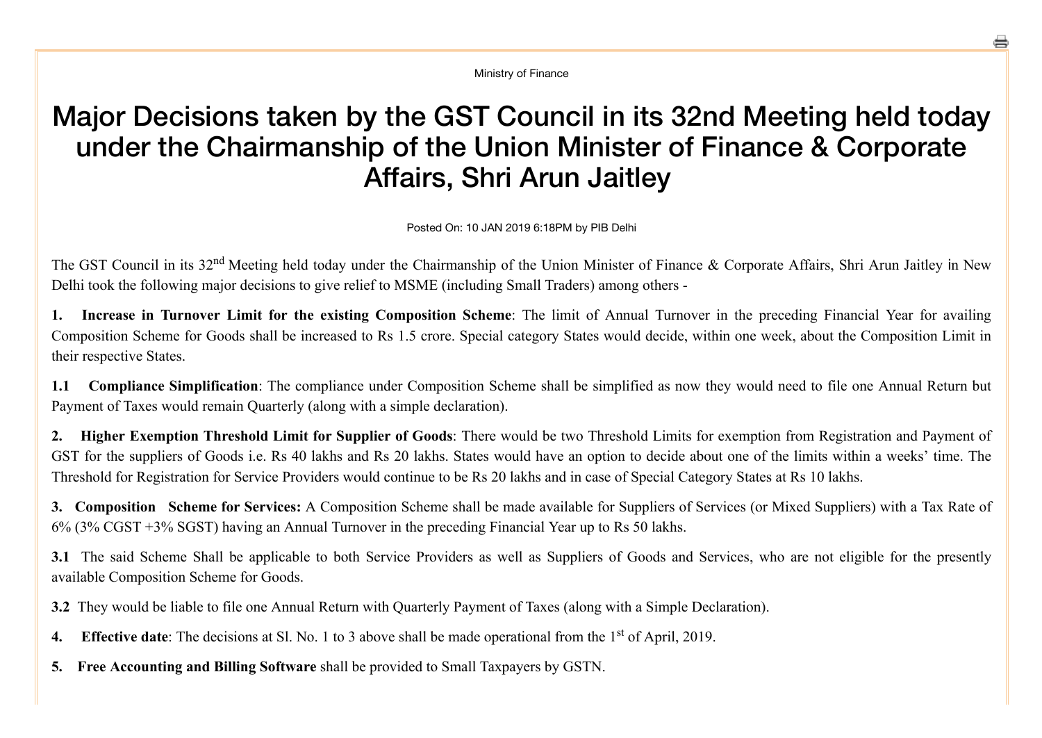Ministry of Finance

# Major Decisions taken by the GST Council in its 32nd Meeting held today under the Chairmanship of the Union Minister of Finance & Corporate Affairs, Shri Arun Jaitley

Posted On: 10 JAN 2019 6:18PM by PIB Delhi

The GST Council in its 32nd Meeting held today under the Chairmanship of the Union Minister of Finance & Corporate Affairs, Shri Arun Jaitley in New Delhi took the following major decisions to give relief to MSME (including Small Traders) among others -

**1. Increase in Turnover Limit for the existing Composition Scheme**: The limit of Annual Turnover in the preceding Financial Year for availing Composition Scheme for Goods shall be increased to Rs 1.5 crore. Special category States would decide, within one week, about the Composition Limit in their respective States.

**1.1 Compliance Simplification**: The compliance under Composition Scheme shall be simplified as now they would need to file one Annual Return but Payment of Taxes would remain Quarterly (along with a simple declaration).

**2. Higher Exemption Threshold Limit for Supplier of Goods**: There would be two Threshold Limits for exemption from Registration and Payment of GST for the suppliers of Goods i.e. Rs 40 lakhs and Rs 20 lakhs. States would have an option to decide about one of the limits within a weeks' time. The Threshold for Registration for Service Providers would continue to be Rs 20 lakhs and in case of Special Category States at Rs 10 lakhs.

**3. Composition Scheme for Services:** A Composition Scheme shall be made available for Suppliers of Services (or Mixed Suppliers) with a Tax Rate of 6% (3% CGST +3% SGST) having an Annual Turnover in the preceding Financial Year up to Rs 50 lakhs.

**3.1** The said Scheme Shall be applicable to both Service Providers as well as Suppliers of Goods and Services, who are not eligible for the presently available Composition Scheme for Goods.

**3.2** They would be liable to file one Annual Return with Quarterly Payment of Taxes (along with a Simple Declaration).

**4. Effective date**: The decisions at Sl. No. 1 to 3 above shall be made operational from the 1st of April, 2019.

**5. Free Accounting and Billing Software** shall be provided to Small Taxpayers by GSTN.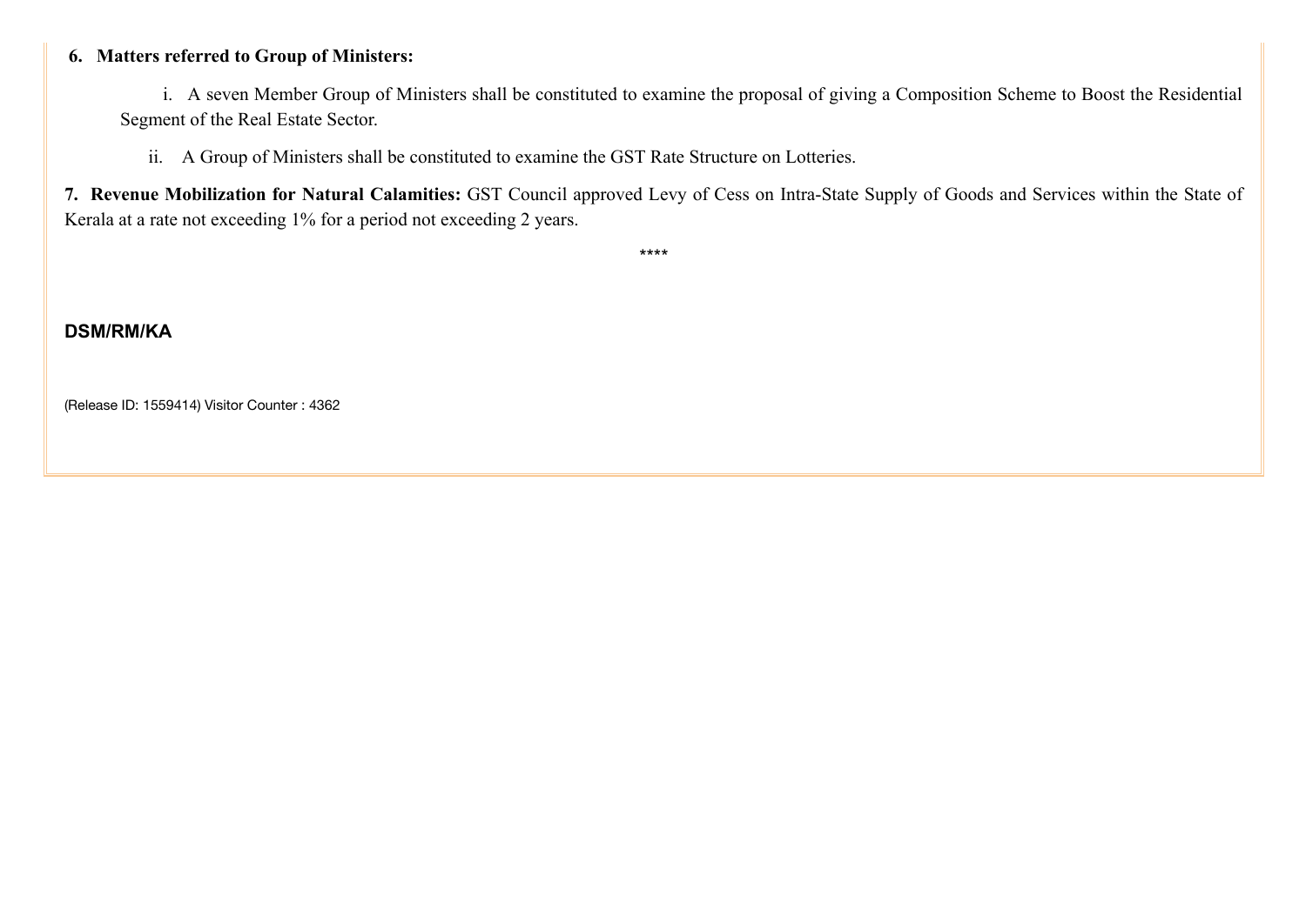**6. Matters referred to Group of Ministers:**

i. A seven Member Group of Ministers shall be constituted to examine the proposal of giving a Composition Scheme to Boost the Residential Segment of the Real Estate Sector.

ii. A Group of Ministers shall be constituted to examine the GST Rate Structure on Lotteries.

**7. Revenue Mobilization for Natural Calamities:** GST Council approved Levy of Cess on Intra-State Supply of Goods and Services within the State of Kerala at a rate not exceeding 1% for a period not exceeding 2 years.

****

**DSM/RM/KA**

(Release ID: 1559414) Visitor Counter : 4362